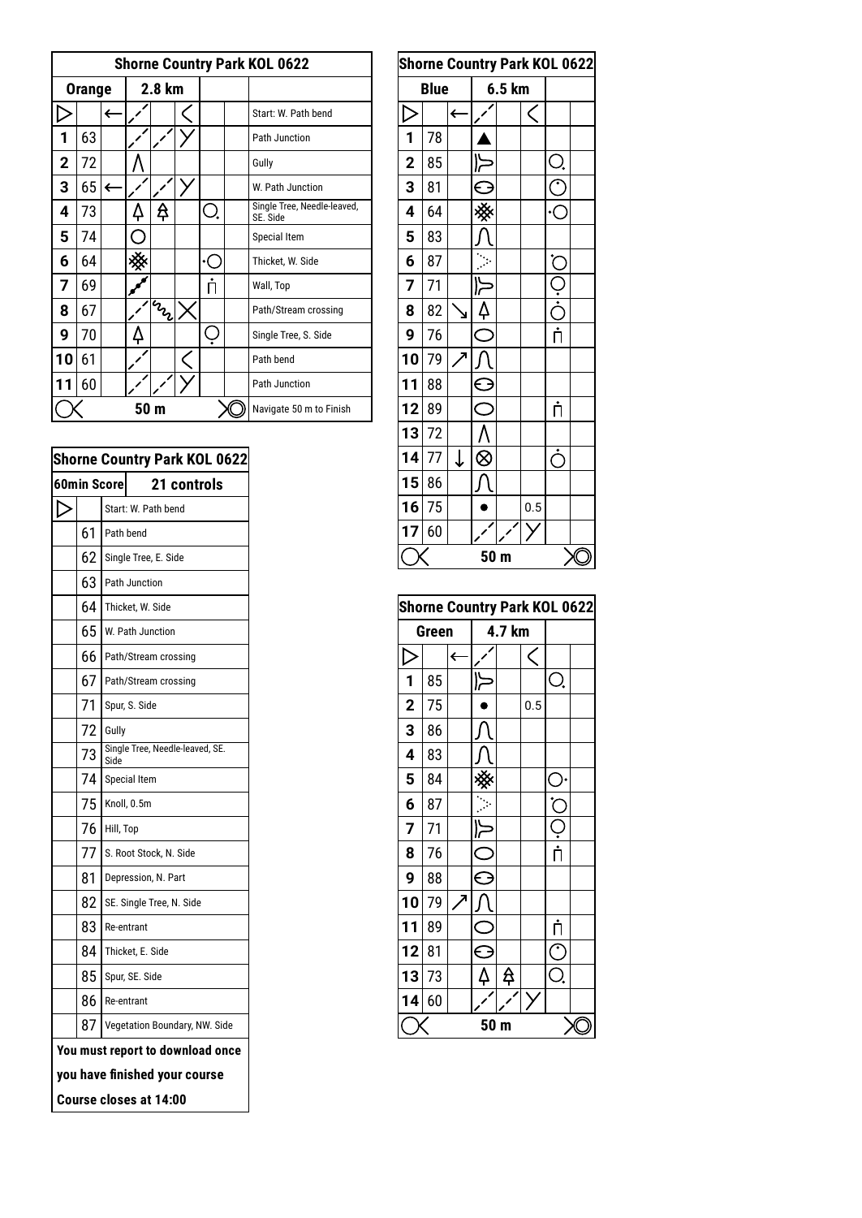## Shorne Country Park KOL 0622

| Orange | | 2.8 km | | | | | |
|---|---|---|---|---|---|---|---|
| ▷ | | ← | | | | | Start: W. Path bend |
| 1 | 63 | | | | | | Path Junction |
| 2 | 72 | | | | | | Gully |
| 3 | 65 | ← | | | | | W. Path Junction |
| 4 | 73 | | | | | | Single Tree, Needle-leaved, SE. Side |
| 5 | 74 | | | | | | Special Item |
| 6 | 64 | | | | | | Thicket, W. Side |
| 7 | 69 | | | | | | Wall, Top |
| 8 | 67 | | | | | | Path/Stream crossing |
| 9 | 70 | | | | | | Single Tree, S. Side |
| 10 | 61 | | | | | | Path bend |
| 11 | 60 | | | | | | Path Junction |
| | | 50 m | | | | | Navigate 50 m to Finish |

## Shorne Country Park KOL 0622

| 60min Score | | 21 controls |
|---|---|---|
| ▷ | | Start: W. Path bend |
| | 61 | Path bend |
| | 62 | Single Tree, E. Side |
| | 63 | Path Junction |
| | 64 | Thicket, W. Side |
| | 65 | W. Path Junction |
| | 66 | Path/Stream crossing |
| | 67 | Path/Stream crossing |
| | 71 | Spur, S. Side |
| | 72 | Gully |
| | 73 | Single Tree, Needle-leaved, SE. Side |
| | 74 | Special Item |
| | 75 | Knoll, 0.5m |
| | 76 | Hill, Top |
| | 77 | S. Root Stock, N. Side |
| | 81 | Depression, N. Part |
| | 82 | SE. Single Tree, N. Side |
| | 83 | Re-entrant |
| | 84 | Thicket, E. Side |
| | 85 | Spur, SE. Side |
| | 86 | Re-entrant |
| | 87 | Vegetation Boundary, NW. Side |

**You must report to download once you have finished your course**

**Course closes at 14:00**

## Shorne Country Park KOL 0622

| Blue | | 6.5 km | | | | | |
|---|---|---|---|---|---|---|---|
| ▷ | | ← | | | | | |
| 1 | 78 | | | | | | |
| 2 | 85 | | | | | | |
| 3 | 81 | | | | | | |
| 4 | 64 | | | | | | |
| 5 | 83 | | | | | | |
| 6 | 87 | | | | | | |
| 7 | 71 | | | | | | |
| 8 | 82 | ↘ | | | | | |
| 9 | 76 | | | | | | |
| 10 | 79 | ↗ | | | | | |
| 11 | 88 | | | | | | |
| 12 | 89 | | | | | | |
| 13 | 72 | | | | | | |
| 14 | 77 | ↓ | | | | | |
| 15 | 86 | | | | | | |
| 16 | 75 | | | | 0.5 | | |
| 17 | 60 | | | | | | |
| | | 50 m | | | | | |

## Shorne Country Park KOL 0622

| Green | | 4.7 km | | | | | |
|---|---|---|---|---|---|---|---|
| ▷ | | ← | | | | | |
| 1 | 85 | | | | | | |
| 2 | 75 | | | | 0.5 | | |
| 3 | 86 | | | | | | |
| 4 | 83 | | | | | | |
| 5 | 84 | | | | | | |
| 6 | 87 | | | | | | |
| 7 | 71 | | | | | | |
| 8 | 76 | | | | | | |
| 9 | 88 | | | | | | |
| 10 | 79 | ↗ | | | | | |
| 11 | 89 | | | | | | |
| 12 | 81 | | | | | | |
| 13 | 73 | | | | | | |
| 14 | 60 | | | | | | |
| | | 50 m | | | | | |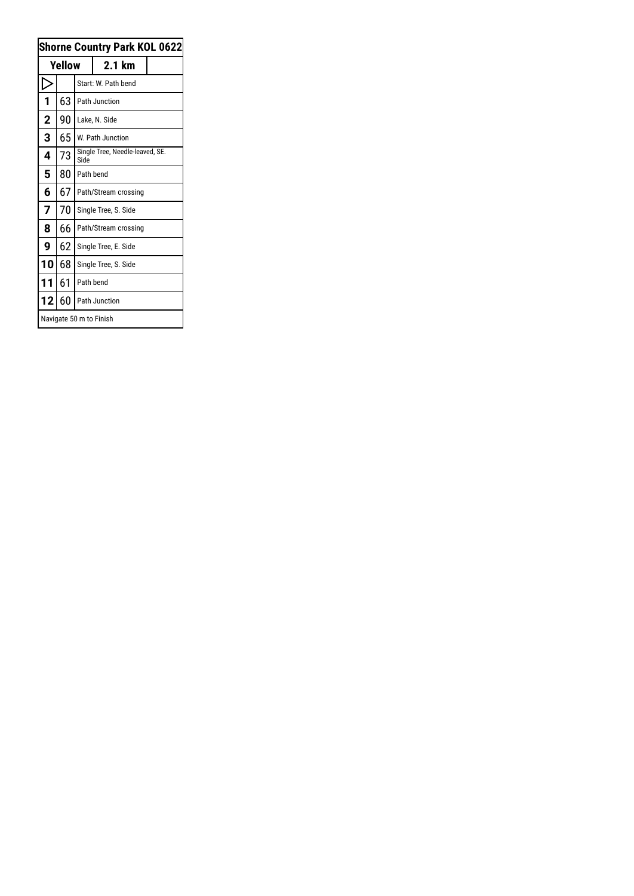| Shorne Country Park KOL 0622 | | |
|---|---|---|
| **Yellow** | **2.1 km** | |
| ▷ | | Start: W. Path bend |
| **1** | 63 | Path Junction |
| **2** | 90 | Lake, N. Side |
| **3** | 65 | W. Path Junction |
| **4** | 73 | Single Tree, Needle-leaved, SE. Side |
| **5** | 80 | Path bend |
| **6** | 67 | Path/Stream crossing |
| **7** | 70 | Single Tree, S. Side |
| **8** | 66 | Path/Stream crossing |
| **9** | 62 | Single Tree, E. Side |
| **10** | 68 | Single Tree, S. Side |
| **11** | 61 | Path bend |
| **12** | 60 | Path Junction |
| Navigate 50 m to Finish | | |